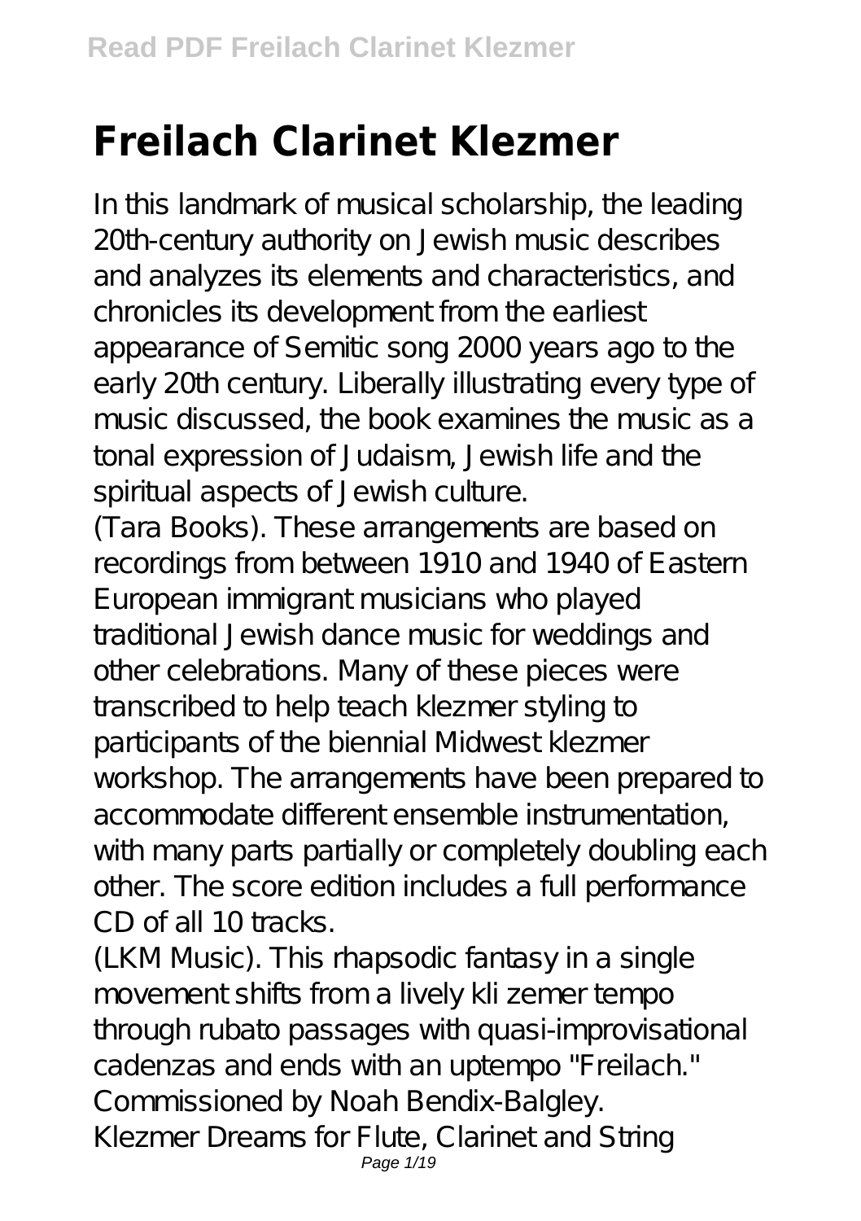# Freilach Clarinet Klezmer

In this landmark of musical scholarship, the leading 20th-century authority on Jewish music describes and analyzes its elements and characteristics, and chronicles its development from the earliest appearance of Semitic song 2000 years ago to the early 20th century. Liberally illustrating every type of music discussed, the book examines the music as a tonal expression of Judaism, Jewish life and the spiritual aspects of Jewish culture.

(Tara Books). These arrangements are based on recordings from between 1910 and 1940 of Eastern European immigrant musicians who played traditional Jewish dance music for weddings and other celebrations. Many of these pieces were transcribed to help teach klezmer styling to participants of the biennial Midwest klezmer workshop. The arrangements have been prepared to accommodate different ensemble instrumentation, with many parts partially or completely doubling each other. The score edition includes a full performance CD of all 10 tracks.

(LKM Music). This rhapsodic fantasy in a single movement shifts from a lively kli zemer tempo through rubato passages with quasi-improvisational cadenzas and ends with an uptempo "Freilach." Commissioned by Noah Bendix-Balgley.

Klezmer Dreams for Flute, Clarinet and String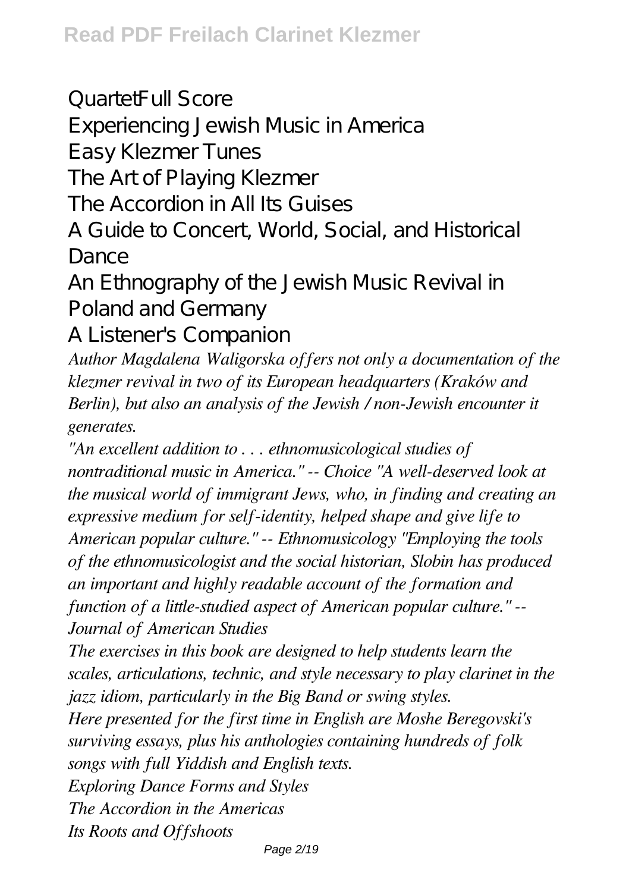QuartetFull Score

Experiencing Jewish Music in America

Easy Klezmer Tunes

The Art of Playing Klezmer

The Accordion in All Its Guises

A Guide to Concert, World, Social, and Historical Dance

An Ethnography of the Jewish Music Revival in Poland and Germany

A Listener's Companion

*Author Magdalena Waligorska offers not only a documentation of the klezmer revival in two of its European headquarters (Kraków and Berlin), but also an analysis of the Jewish / non-Jewish encounter it generates.*

*"An excellent addition to . . . ethnomusicological studies of nontraditional music in America." -- Choice "A well-deserved look at the musical world of immigrant Jews, who, in finding and creating an expressive medium for self-identity, helped shape and give life to American popular culture." -- Ethnomusicology "Employing the tools of the ethnomusicologist and the social historian, Slobin has produced an important and highly readable account of the formation and function of a little-studied aspect of American popular culture." -- Journal of American Studies*

*The exercises in this book are designed to help students learn the scales, articulations, technic, and style necessary to play clarinet in the jazz idiom, particularly in the Big Band or swing styles.*

*Here presented for the first time in English are Moshe Beregovski's surviving essays, plus his anthologies containing hundreds of folk songs with full Yiddish and English texts.*

*Exploring Dance Forms and Styles*

*The Accordion in the Americas*

*Its Roots and Offshoots*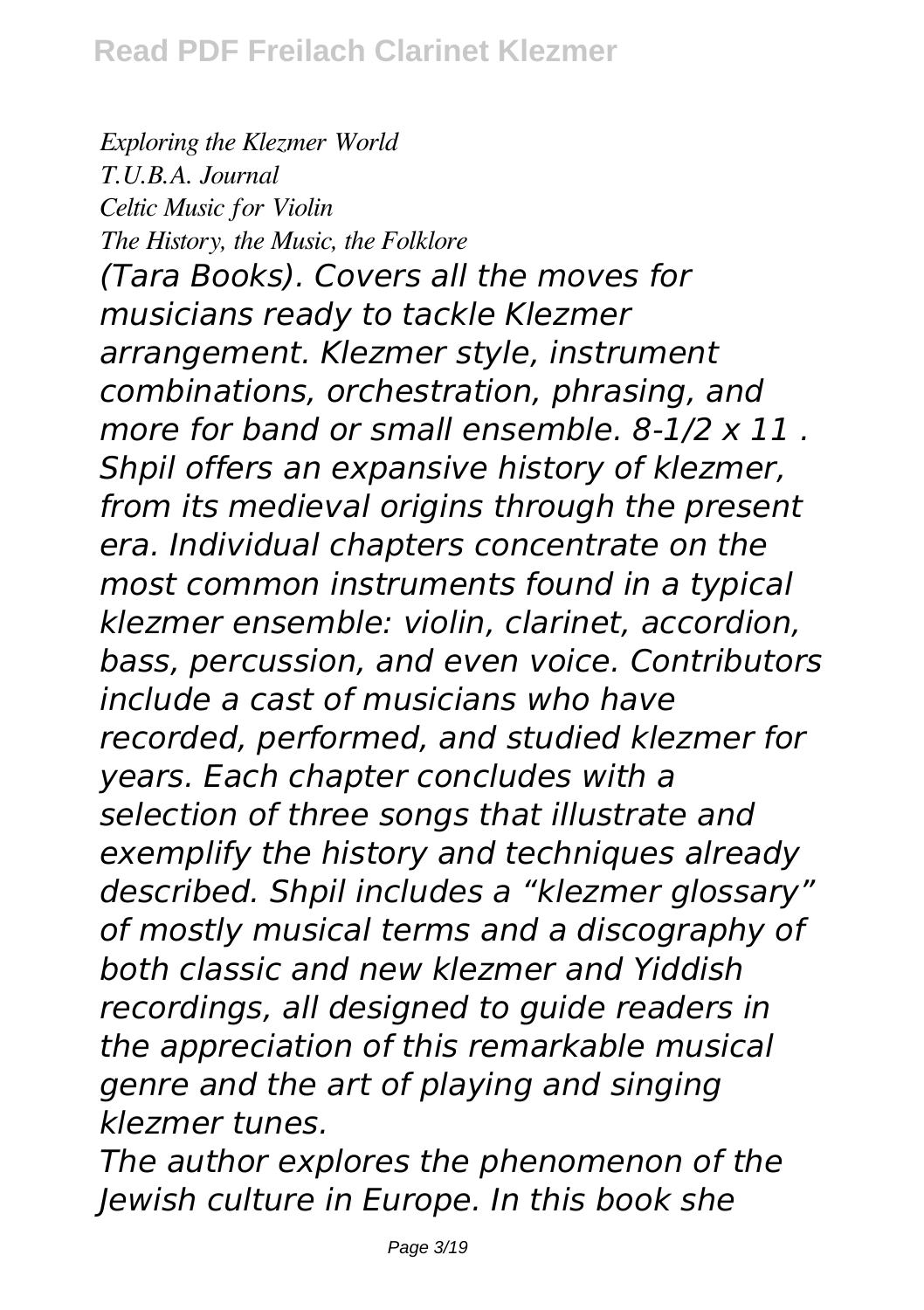*Exploring the Klezmer World*
*T.U.B.A. Journal*
*Celtic Music for Violin*
*The History, the Music, the Folklore*

*(Tara Books). Covers all the moves for musicians ready to tackle Klezmer arrangement. Klezmer style, instrument combinations, orchestration, phrasing, and more for band or small ensemble. 8-1/2 x 11 .*

*Shpil offers an expansive history of klezmer, from its medieval origins through the present era. Individual chapters concentrate on the most common instruments found in a typical klezmer ensemble: violin, clarinet, accordion, bass, percussion, and even voice. Contributors include a cast of musicians who have recorded, performed, and studied klezmer for years. Each chapter concludes with a selection of three songs that illustrate and exemplify the history and techniques already described. Shpil includes a "klezmer glossary" of mostly musical terms and a discography of both classic and new klezmer and Yiddish recordings, all designed to guide readers in the appreciation of this remarkable musical genre and the art of playing and singing klezmer tunes.*

*The author explores the phenomenon of the Jewish culture in Europe. In this book she*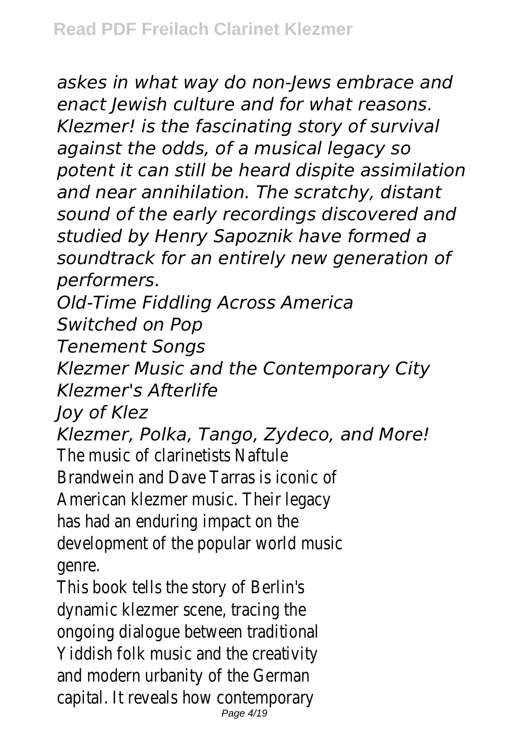*askes in what way do non-Jews embrace and enact Jewish culture and for what reasons. Klezmer! is the fascinating story of survival against the odds, of a musical legacy so potent it can still be heard dispite assimilation and near annihilation. The scratchy, distant sound of the early recordings discovered and studied by Henry Sapoznik have formed a soundtrack for an entirely new generation of performers.*

*Old-Time Fiddling Across America*

*Switched on Pop*

*Tenement Songs*

*Klezmer Music and the Contemporary City*

*Klezmer's Afterlife*

*Joy of Klez*

*Klezmer, Polka, Tango, Zydeco, and More!*

The music of clarinetists Naftule Brandwein and Dave Tarras is iconic of American klezmer music. Their legacy has had an enduring impact on the development of the popular world music genre.

This book tells the story of Berlin's dynamic klezmer scene, tracing the ongoing dialogue between traditional Yiddish folk music and the creativity and modern urbanity of the German capital. It reveals how contemporary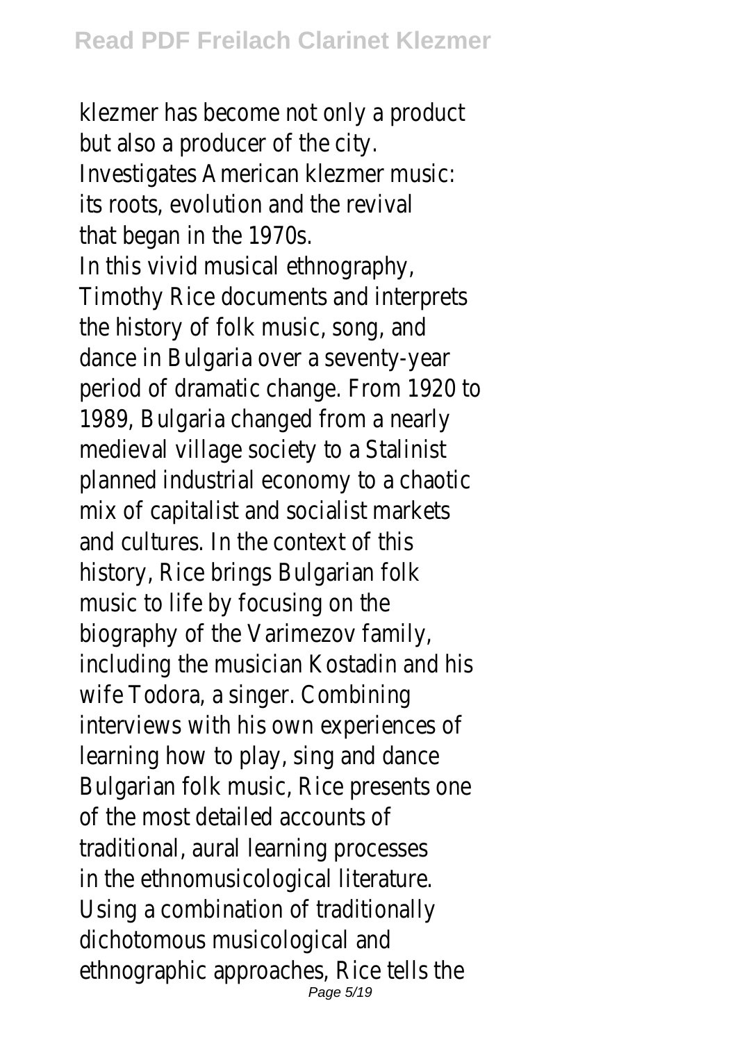klezmer has become not only a product but also a producer of the city.
Investigates American klezmer music: its roots, evolution and the revival that began in the 1970s.
In this vivid musical ethnography, Timothy Rice documents and interprets the history of folk music, song, and dance in Bulgaria over a seventy-year period of dramatic change. From 1920 to 1989, Bulgaria changed from a nearly medieval village society to a Stalinist planned industrial economy to a chaotic mix of capitalist and socialist markets and cultures. In the context of this history, Rice brings Bulgarian folk music to life by focusing on the biography of the Varimezov family, including the musician Kostadin and his wife Todora, a singer. Combining interviews with his own experiences of learning how to play, sing and dance Bulgarian folk music, Rice presents one of the most detailed accounts of traditional, aural learning processes in the ethnomusicological literature. Using a combination of traditionally dichotomous musicological and ethnographic approaches, Rice tells the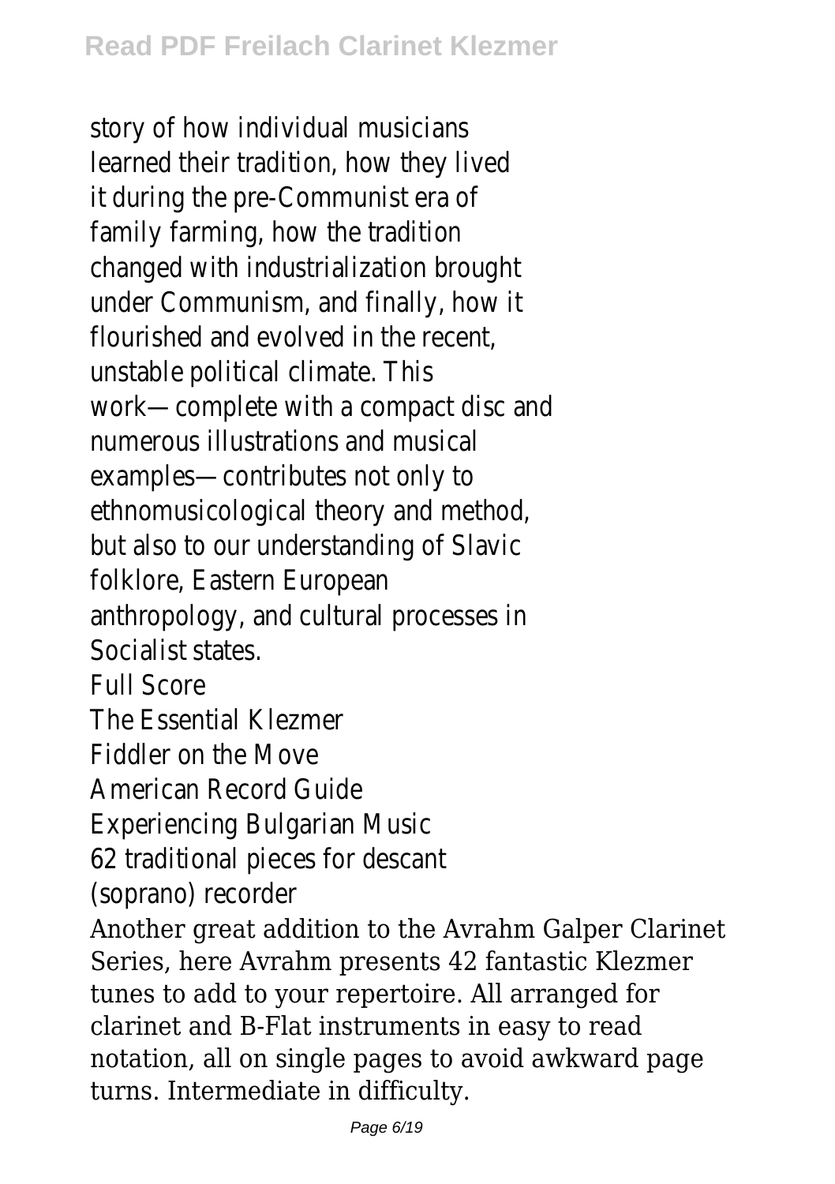story of how individual musicians learned their tradition, how they lived it during the pre-Communist era of family farming, how the tradition changed with industrialization brought under Communism, and finally, how it flourished and evolved in the recent, unstable political climate. This work—complete with a compact disc and numerous illustrations and musical examples—contributes not only to ethnomusicological theory and method, but also to our understanding of Slavic folklore, Eastern European anthropology, and cultural processes in Socialist states.

Full Score

The Essential Klezmer

Fiddler on the Move

American Record Guide

Experiencing Bulgarian Music

62 traditional pieces for descant (soprano) recorder

Another great addition to the Avrahm Galper Clarinet Series, here Avrahm presents 42 fantastic Klezmer tunes to add to your repertoire. All arranged for clarinet and B-Flat instruments in easy to read notation, all on single pages to avoid awkward page turns. Intermediate in difficulty.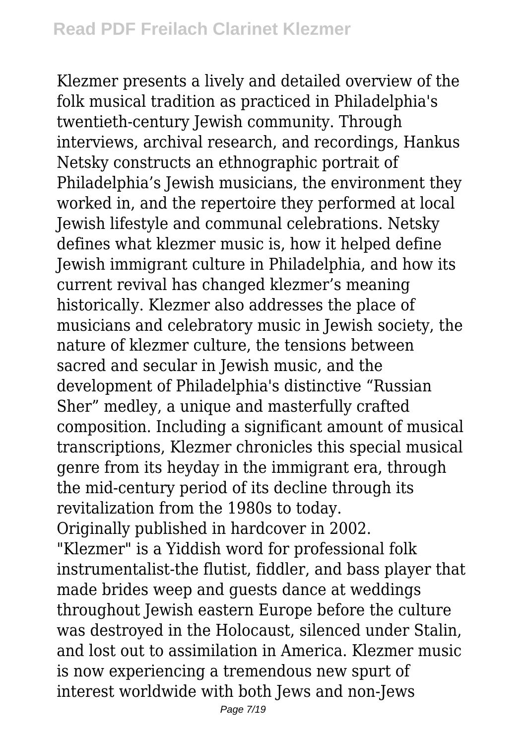Klezmer presents a lively and detailed overview of the folk musical tradition as practiced in Philadelphia's twentieth-century Jewish community. Through interviews, archival research, and recordings, Hankus Netsky constructs an ethnographic portrait of Philadelphia’s Jewish musicians, the environment they worked in, and the repertoire they performed at local Jewish lifestyle and communal celebrations. Netsky defines what klezmer music is, how it helped define Jewish immigrant culture in Philadelphia, and how its current revival has changed klezmer’s meaning historically. Klezmer also addresses the place of musicians and celebratory music in Jewish society, the nature of klezmer culture, the tensions between sacred and secular in Jewish music, and the development of Philadelphia's distinctive “Russian Sher” medley, a unique and masterfully crafted composition. Including a significant amount of musical transcriptions, Klezmer chronicles this special musical genre from its heyday in the immigrant era, through the mid-century period of its decline through its revitalization from the 1980s to today.

Originally published in hardcover in 2002.

"Klezmer" is a Yiddish word for professional folk instrumentalist-the flutist, fiddler, and bass player that made brides weep and guests dance at weddings throughout Jewish eastern Europe before the culture was destroyed in the Holocaust, silenced under Stalin, and lost out to assimilation in America. Klezmer music is now experiencing a tremendous new spurt of interest worldwide with both Jews and non-Jews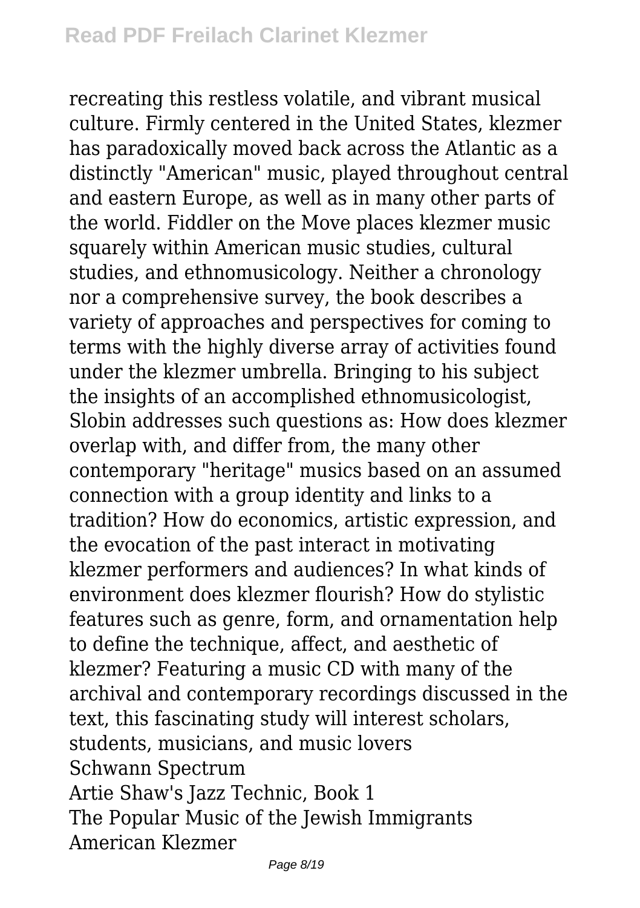recreating this restless volatile, and vibrant musical culture. Firmly centered in the United States, klezmer has paradoxically moved back across the Atlantic as a distinctly "American" music, played throughout central and eastern Europe, as well as in many other parts of the world. Fiddler on the Move places klezmer music squarely within American music studies, cultural studies, and ethnomusicology. Neither a chronology nor a comprehensive survey, the book describes a variety of approaches and perspectives for coming to terms with the highly diverse array of activities found under the klezmer umbrella. Bringing to his subject the insights of an accomplished ethnomusicologist, Slobin addresses such questions as: How does klezmer overlap with, and differ from, the many other contemporary "heritage" musics based on an assumed connection with a group identity and links to a tradition? How do economics, artistic expression, and the evocation of the past interact in motivating klezmer performers and audiences? In what kinds of environment does klezmer flourish? How do stylistic features such as genre, form, and ornamentation help to define the technique, affect, and aesthetic of klezmer? Featuring a music CD with many of the archival and contemporary recordings discussed in the text, this fascinating study will interest scholars, students, musicians, and music lovers

Schwann Spectrum

Artie Shaw's Jazz Technic, Book 1

The Popular Music of the Jewish Immigrants

American Klezmer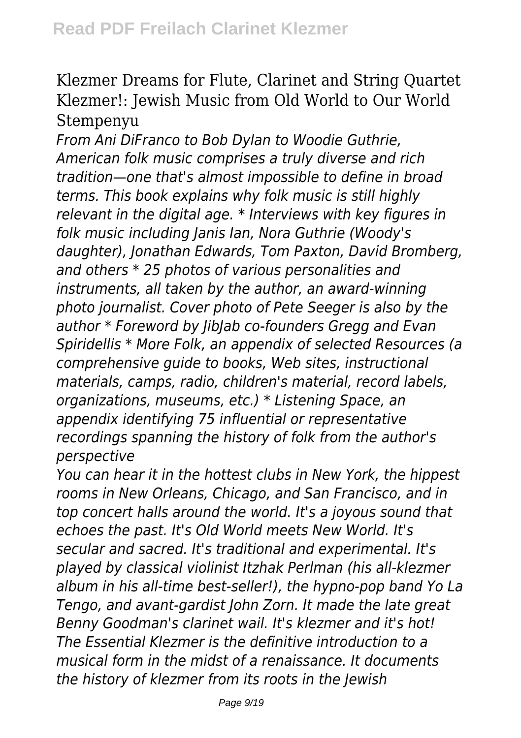Klezmer Dreams for Flute, Clarinet and String Quartet
Klezmer!: Jewish Music from Old World to Our World
Stempenyu

*From Ani DiFranco to Bob Dylan to Woodie Guthrie, American folk music comprises a truly diverse and rich tradition—one that's almost impossible to define in broad terms. This book explains why folk music is still highly relevant in the digital age. * Interviews with key figures in folk music including Janis Ian, Nora Guthrie (Woody's daughter), Jonathan Edwards, Tom Paxton, David Bromberg, and others * 25 photos of various personalities and instruments, all taken by the author, an award-winning photo journalist. Cover photo of Pete Seeger is also by the author * Foreword by JibJab co-founders Gregg and Evan Spiridellis * More Folk, an appendix of selected Resources (a comprehensive guide to books, Web sites, instructional materials, camps, radio, children's material, record labels, organizations, museums, etc.) * Listening Space, an appendix identifying 75 influential or representative recordings spanning the history of folk from the author's perspective*

*You can hear it in the hottest clubs in New York, the hippest rooms in New Orleans, Chicago, and San Francisco, and in top concert halls around the world. It's a joyous sound that echoes the past. It's Old World meets New World. It's secular and sacred. It's traditional and experimental. It's played by classical violinist Itzhak Perlman (his all-klezmer album in his all-time best-seller!), the hypno-pop band Yo La Tengo, and avant-gardist John Zorn. It made the late great Benny Goodman's clarinet wail. It's klezmer and it's hot! The Essential Klezmer is the definitive introduction to a musical form in the midst of a renaissance. It documents the history of klezmer from its roots in the Jewish*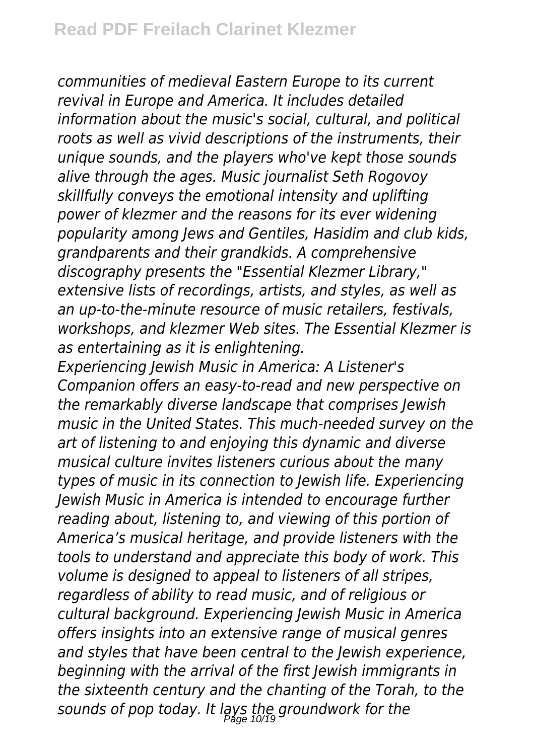*communities of medieval Eastern Europe to its current revival in Europe and America. It includes detailed information about the music's social, cultural, and political roots as well as vivid descriptions of the instruments, their unique sounds, and the players who've kept those sounds alive through the ages. Music journalist Seth Rogovoy skillfully conveys the emotional intensity and uplifting power of klezmer and the reasons for its ever widening popularity among Jews and Gentiles, Hasidim and club kids, grandparents and their grandkids. A comprehensive discography presents the "Essential Klezmer Library," extensive lists of recordings, artists, and styles, as well as an up-to-the-minute resource of music retailers, festivals, workshops, and klezmer Web sites. The Essential Klezmer is as entertaining as it is enlightening.*

*Experiencing Jewish Music in America: A Listener's Companion offers an easy-to-read and new perspective on the remarkably diverse landscape that comprises Jewish music in the United States. This much-needed survey on the art of listening to and enjoying this dynamic and diverse musical culture invites listeners curious about the many types of music in its connection to Jewish life. Experiencing Jewish Music in America is intended to encourage further reading about, listening to, and viewing of this portion of America's musical heritage, and provide listeners with the tools to understand and appreciate this body of work. This volume is designed to appeal to listeners of all stripes, regardless of ability to read music, and of religious or cultural background. Experiencing Jewish Music in America offers insights into an extensive range of musical genres and styles that have been central to the Jewish experience, beginning with the arrival of the first Jewish immigrants in the sixteenth century and the chanting of the Torah, to the sounds of pop today. It lays the groundwork for the*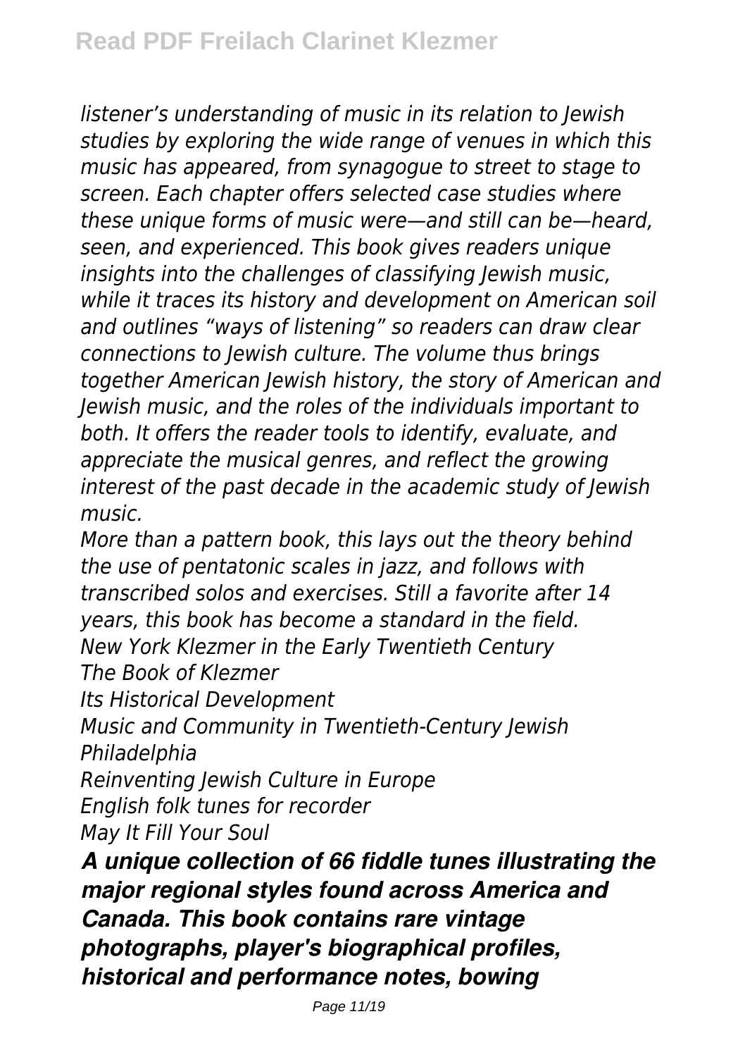*listener's understanding of music in its relation to Jewish studies by exploring the wide range of venues in which this music has appeared, from synagogue to street to stage to screen. Each chapter offers selected case studies where these unique forms of music were—and still can be—heard, seen, and experienced. This book gives readers unique insights into the challenges of classifying Jewish music, while it traces its history and development on American soil and outlines "ways of listening" so readers can draw clear connections to Jewish culture. The volume thus brings together American Jewish history, the story of American and Jewish music, and the roles of the individuals important to both. It offers the reader tools to identify, evaluate, and appreciate the musical genres, and reflect the growing interest of the past decade in the academic study of Jewish music.*

*More than a pattern book, this lays out the theory behind the use of pentatonic scales in jazz, and follows with transcribed solos and exercises. Still a favorite after 14 years, this book has become a standard in the field.*

*New York Klezmer in the Early Twentieth Century*

*The Book of Klezmer*

*Its Historical Development*

*Music and Community in Twentieth-Century Jewish Philadelphia*

*Reinventing Jewish Culture in Europe*

*English folk tunes for recorder*

*May It Fill Your Soul*

***A unique collection of 66 fiddle tunes illustrating the major regional styles found across America and Canada. This book contains rare vintage photographs, player's biographical profiles, historical and performance notes, bowing***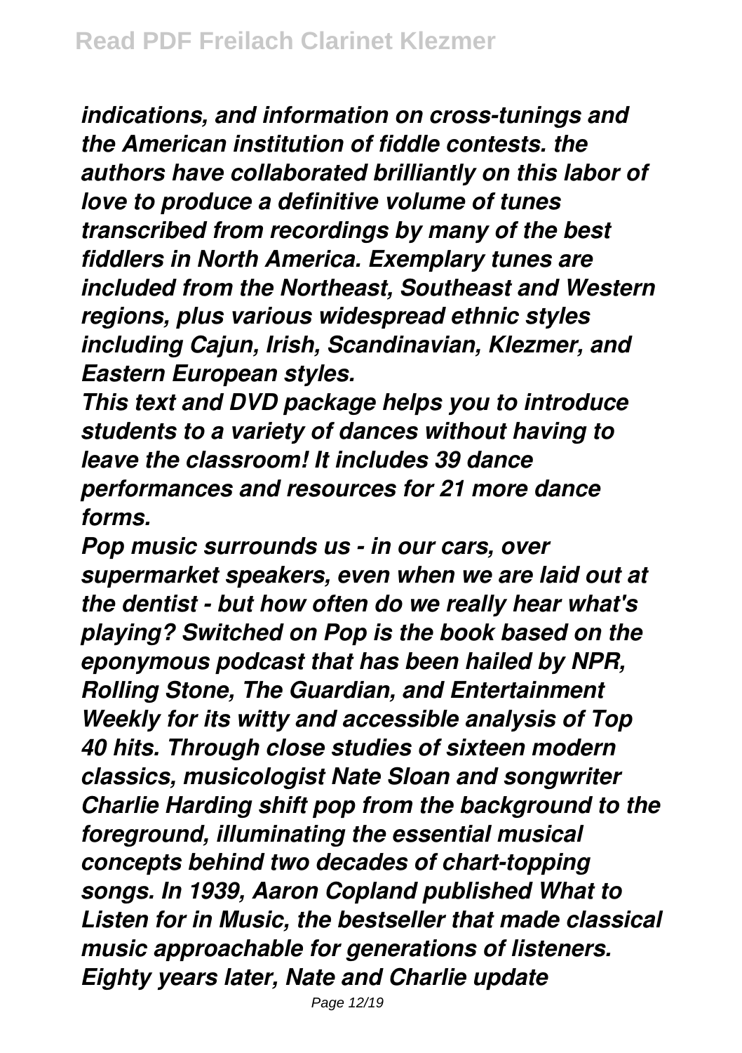*indications, and information on cross-tunings and the American institution of fiddle contests. the authors have collaborated brilliantly on this labor of love to produce a definitive volume of tunes transcribed from recordings by many of the best fiddlers in North America. Exemplary tunes are included from the Northeast, Southeast and Western regions, plus various widespread ethnic styles including Cajun, Irish, Scandinavian, Klezmer, and Eastern European styles.*

*This text and DVD package helps you to introduce students to a variety of dances without having to leave the classroom! It includes 39 dance performances and resources for 21 more dance forms.*

*Pop music surrounds us - in our cars, over supermarket speakers, even when we are laid out at the dentist - but how often do we really hear what's playing? Switched on Pop is the book based on the eponymous podcast that has been hailed by NPR, Rolling Stone, The Guardian, and Entertainment Weekly for its witty and accessible analysis of Top 40 hits. Through close studies of sixteen modern classics, musicologist Nate Sloan and songwriter Charlie Harding shift pop from the background to the foreground, illuminating the essential musical concepts behind two decades of chart-topping songs. In 1939, Aaron Copland published What to Listen for in Music, the bestseller that made classical music approachable for generations of listeners. Eighty years later, Nate and Charlie update*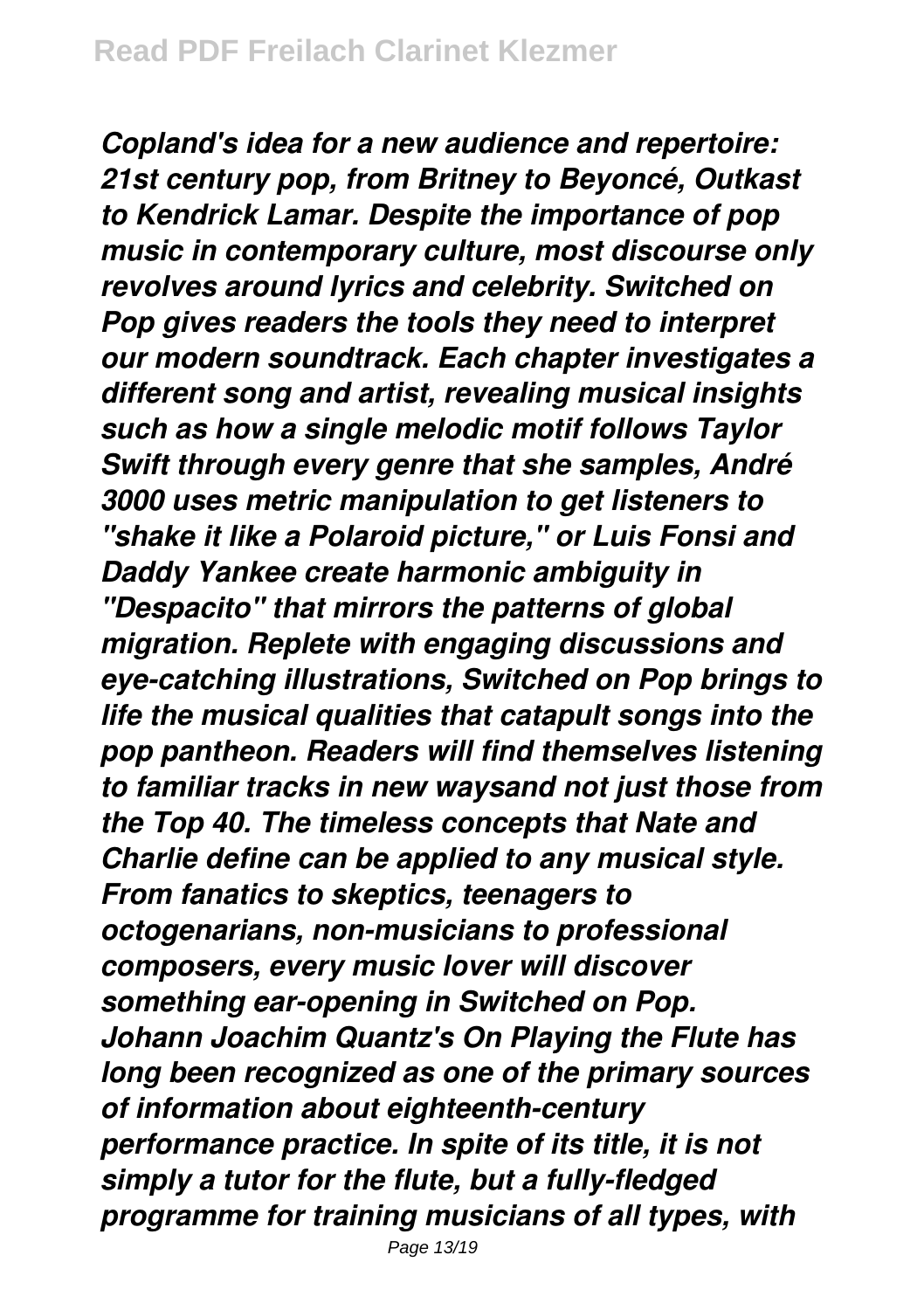*Copland's idea for a new audience and repertoire: 21st century pop, from Britney to Beyoncé, Outkast to Kendrick Lamar. Despite the importance of pop music in contemporary culture, most discourse only revolves around lyrics and celebrity. Switched on Pop gives readers the tools they need to interpret our modern soundtrack. Each chapter investigates a different song and artist, revealing musical insights such as how a single melodic motif follows Taylor Swift through every genre that she samples, André 3000 uses metric manipulation to get listeners to "shake it like a Polaroid picture," or Luis Fonsi and Daddy Yankee create harmonic ambiguity in "Despacito" that mirrors the patterns of global migration. Replete with engaging discussions and eye-catching illustrations, Switched on Pop brings to life the musical qualities that catapult songs into the pop pantheon. Readers will find themselves listening to familiar tracks in new waysand not just those from the Top 40. The timeless concepts that Nate and Charlie define can be applied to any musical style. From fanatics to skeptics, teenagers to octogenarians, non-musicians to professional composers, every music lover will discover something ear-opening in Switched on Pop.*

*Johann Joachim Quantz's On Playing the Flute has long been recognized as one of the primary sources of information about eighteenth-century performance practice. In spite of its title, it is not simply a tutor for the flute, but a fully-fledged programme for training musicians of all types, with*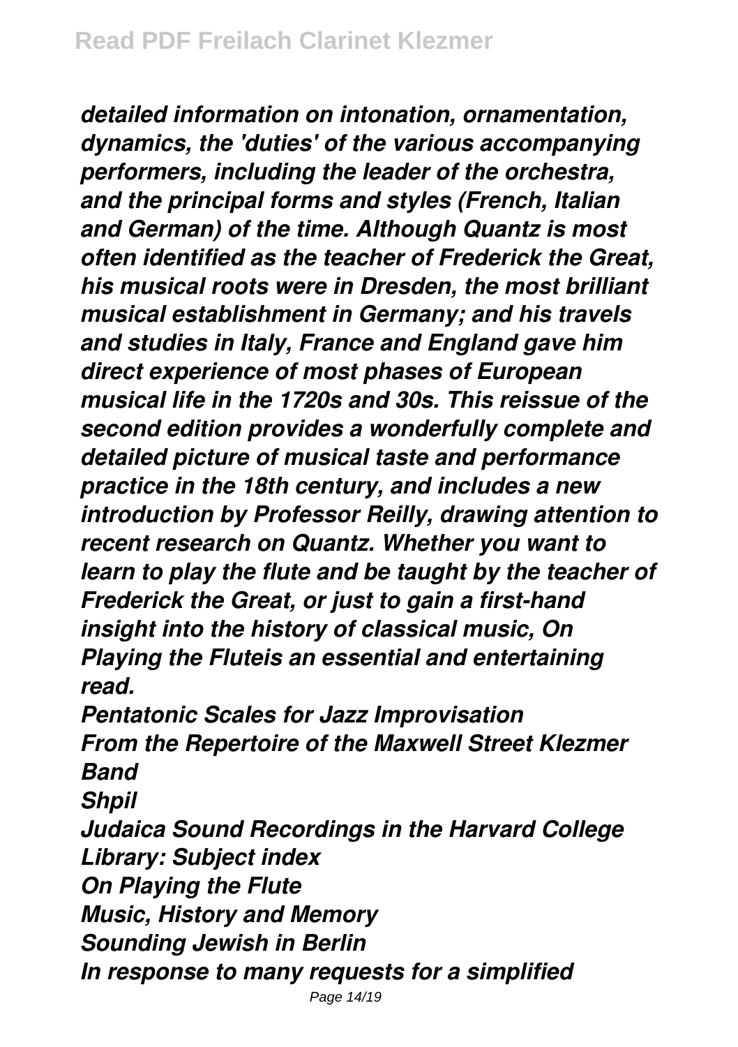*detailed information on intonation, ornamentation, dynamics, the 'duties' of the various accompanying performers, including the leader of the orchestra, and the principal forms and styles (French, Italian and German) of the time. Although Quantz is most often identified as the teacher of Frederick the Great, his musical roots were in Dresden, the most brilliant musical establishment in Germany; and his travels and studies in Italy, France and England gave him direct experience of most phases of European musical life in the 1720s and 30s. This reissue of the second edition provides a wonderfully complete and detailed picture of musical taste and performance practice in the 18th century, and includes a new introduction by Professor Reilly, drawing attention to recent research on Quantz. Whether you want to learn to play the flute and be taught by the teacher of Frederick the Great, or just to gain a first-hand insight into the history of classical music, On Playing the Fluteis an essential and entertaining read.*

*Pentatonic Scales for Jazz Improvisation*
*From the Repertoire of the Maxwell Street Klezmer Band*
*Shpil*
*Judaica Sound Recordings in the Harvard College Library: Subject index*
*On Playing the Flute*
*Music, History and Memory*
*Sounding Jewish in Berlin*
*In response to many requests for a simplified*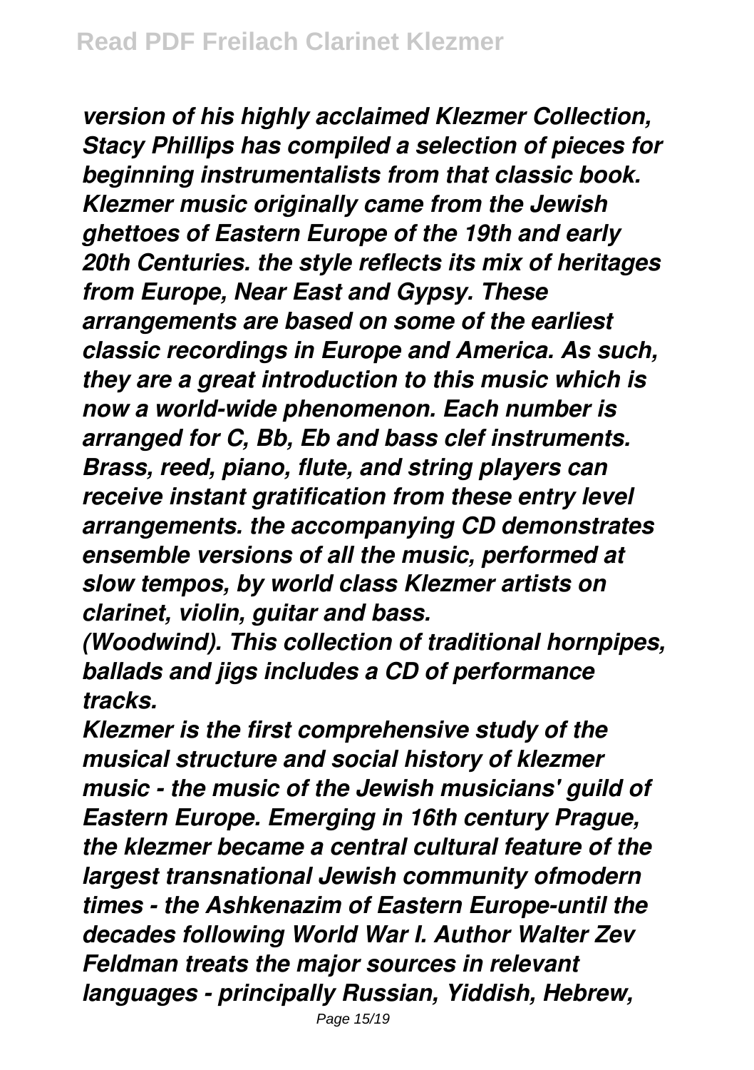*version of his highly acclaimed Klezmer Collection, Stacy Phillips has compiled a selection of pieces for beginning instrumentalists from that classic book. Klezmer music originally came from the Jewish ghettoes of Eastern Europe of the 19th and early 20th Centuries. the style reflects its mix of heritages from Europe, Near East and Gypsy. These arrangements are based on some of the earliest classic recordings in Europe and America. As such, they are a great introduction to this music which is now a world-wide phenomenon. Each number is arranged for C, Bb, Eb and bass clef instruments. Brass, reed, piano, flute, and string players can receive instant gratification from these entry level arrangements. the accompanying CD demonstrates ensemble versions of all the music, performed at slow tempos, by world class Klezmer artists on clarinet, violin, guitar and bass.*

*(Woodwind). This collection of traditional hornpipes, ballads and jigs includes a CD of performance tracks.*

*Klezmer is the first comprehensive study of the musical structure and social history of klezmer music - the music of the Jewish musicians' guild of Eastern Europe. Emerging in 16th century Prague, the klezmer became a central cultural feature of the largest transnational Jewish community ofmodern times - the Ashkenazim of Eastern Europe-until the decades following World War I. Author Walter Zev Feldman treats the major sources in relevant languages - principally Russian, Yiddish, Hebrew,*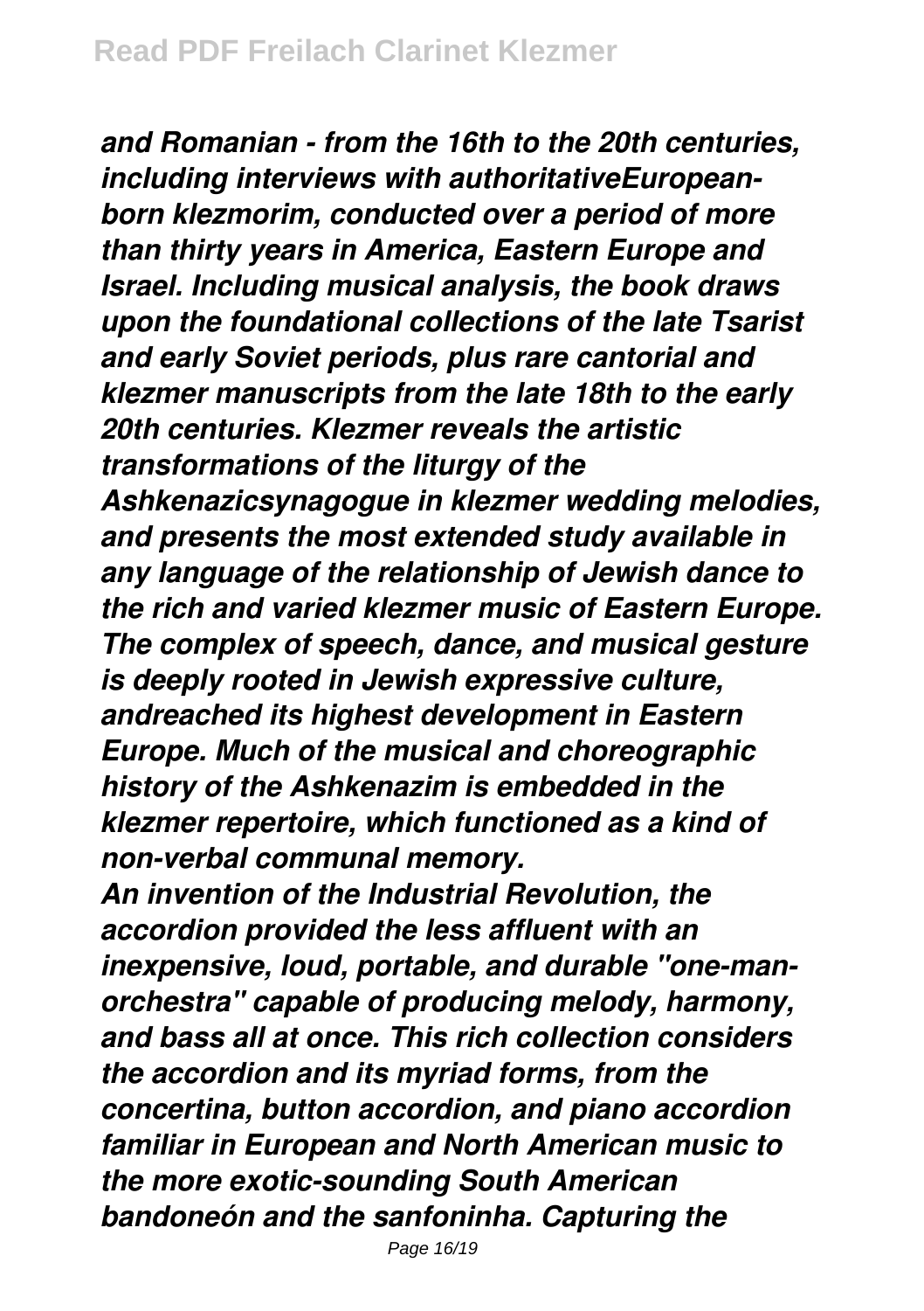*and Romanian - from the 16th to the 20th centuries, including interviews with authoritativeEuropean-born klezmorim, conducted over a period of more than thirty years in America, Eastern Europe and Israel. Including musical analysis, the book draws upon the foundational collections of the late Tsarist and early Soviet periods, plus rare cantorial and klezmer manuscripts from the late 18th to the early 20th centuries. Klezmer reveals the artistic transformations of the liturgy of the Ashkenazicsynagogue in klezmer wedding melodies, and presents the most extended study available in any language of the relationship of Jewish dance to the rich and varied klezmer music of Eastern Europe. The complex of speech, dance, and musical gesture is deeply rooted in Jewish expressive culture, andreached its highest development in Eastern Europe. Much of the musical and choreographic history of the Ashkenazim is embedded in the klezmer repertoire, which functioned as a kind of non-verbal communal memory.*

*An invention of the Industrial Revolution, the accordion provided the less affluent with an inexpensive, loud, portable, and durable "one-man-orchestra" capable of producing melody, harmony, and bass all at once. This rich collection considers the accordion and its myriad forms, from the concertina, button accordion, and piano accordion familiar in European and North American music to the more exotic-sounding South American bandoneón and the sanfoninha. Capturing the*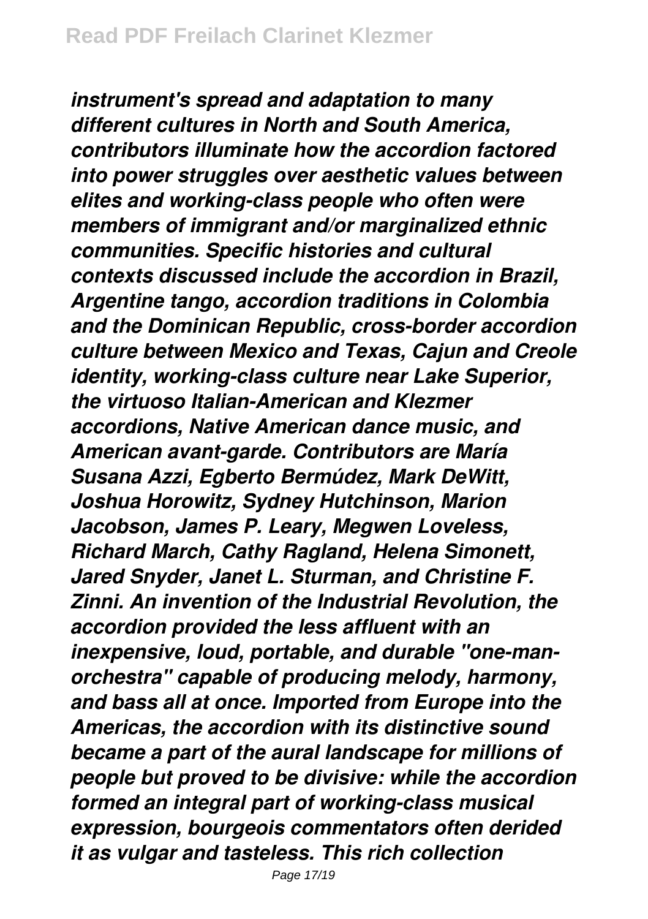*instrument's spread and adaptation to many different cultures in North and South America, contributors illuminate how the accordion factored into power struggles over aesthetic values between elites and working-class people who often were members of immigrant and/or marginalized ethnic communities. Specific histories and cultural contexts discussed include the accordion in Brazil, Argentine tango, accordion traditions in Colombia and the Dominican Republic, cross-border accordion culture between Mexico and Texas, Cajun and Creole identity, working-class culture near Lake Superior, the virtuoso Italian-American and Klezmer accordions, Native American dance music, and American avant-garde. Contributors are María Susana Azzi, Egberto Bermúdez, Mark DeWitt, Joshua Horowitz, Sydney Hutchinson, Marion Jacobson, James P. Leary, Megwen Loveless, Richard March, Cathy Ragland, Helena Simonett, Jared Snyder, Janet L. Sturman, and Christine F. Zinni. An invention of the Industrial Revolution, the accordion provided the less affluent with an inexpensive, loud, portable, and durable "one-man-orchestra" capable of producing melody, harmony, and bass all at once. Imported from Europe into the Americas, the accordion with its distinctive sound became a part of the aural landscape for millions of people but proved to be divisive: while the accordion formed an integral part of working-class musical expression, bourgeois commentators often derided it as vulgar and tasteless. This rich collection*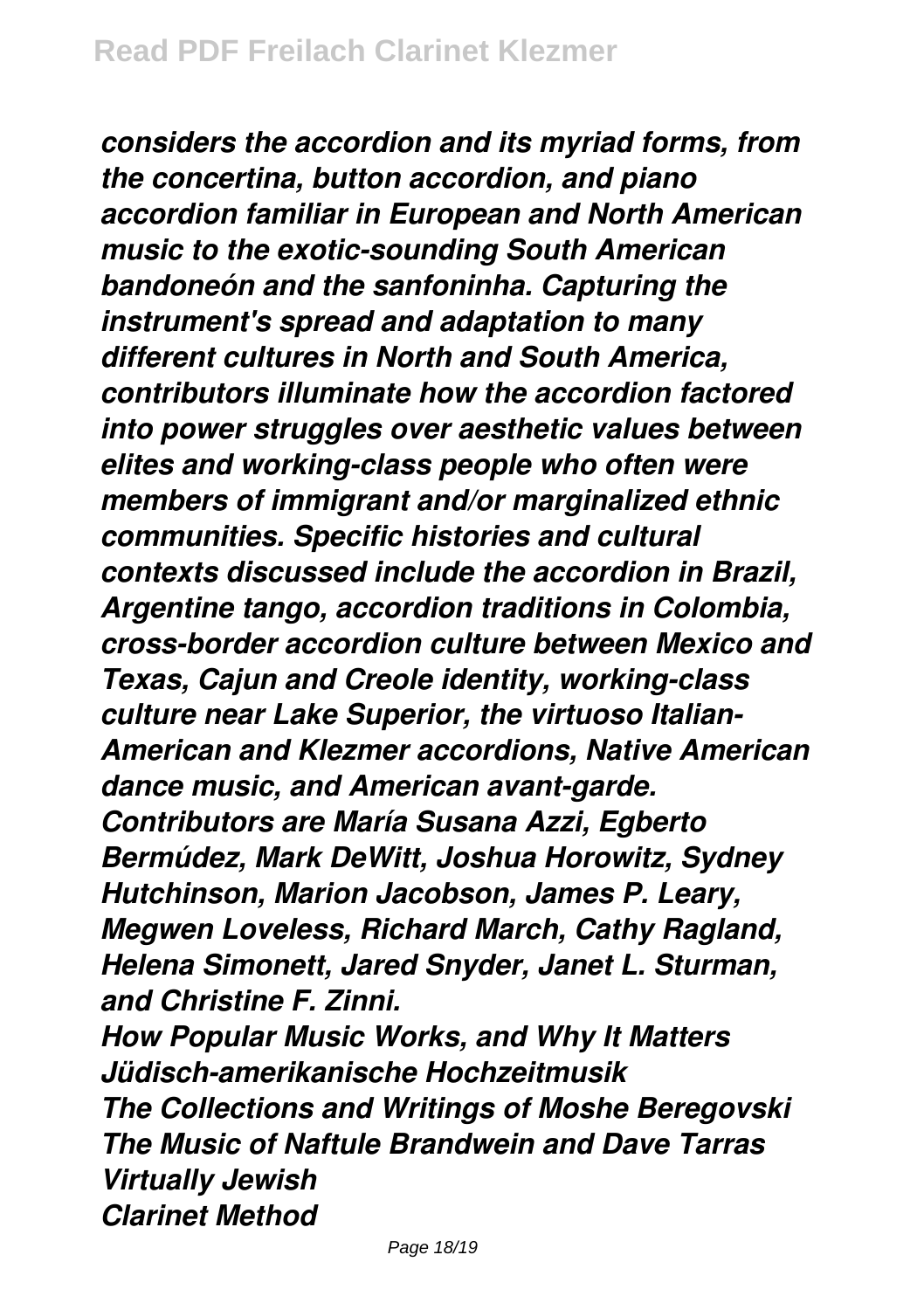*considers the accordion and its myriad forms, from the concertina, button accordion, and piano accordion familiar in European and North American music to the exotic-sounding South American bandoneón and the sanfoninha. Capturing the instrument's spread and adaptation to many different cultures in North and South America, contributors illuminate how the accordion factored into power struggles over aesthetic values between elites and working-class people who often were members of immigrant and/or marginalized ethnic communities. Specific histories and cultural contexts discussed include the accordion in Brazil, Argentine tango, accordion traditions in Colombia, cross-border accordion culture between Mexico and Texas, Cajun and Creole identity, working-class culture near Lake Superior, the virtuoso Italian-American and Klezmer accordions, Native American dance music, and American avant-garde. Contributors are María Susana Azzi, Egberto Bermúdez, Mark DeWitt, Joshua Horowitz, Sydney Hutchinson, Marion Jacobson, James P. Leary, Megwen Loveless, Richard March, Cathy Ragland, Helena Simonett, Jared Snyder, Janet L. Sturman, and Christine F. Zinni.*

*How Popular Music Works, and Why It Matters*
*Jüdisch-amerikanische Hochzeitmusik*
*The Collections and Writings of Moshe Beregovski*
*The Music of Naftule Brandwein and Dave Tarras*
*Virtually Jewish*
*Clarinet Method*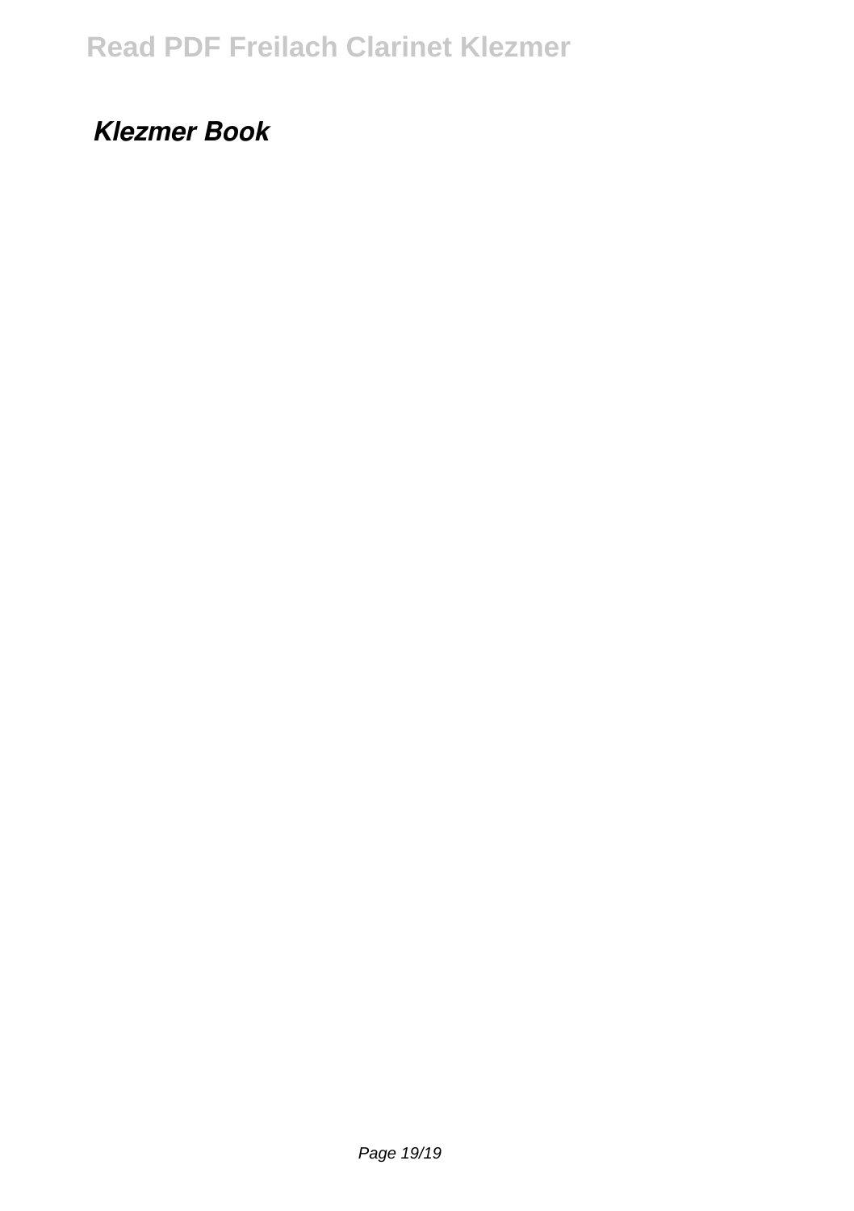***Klezmer Book***